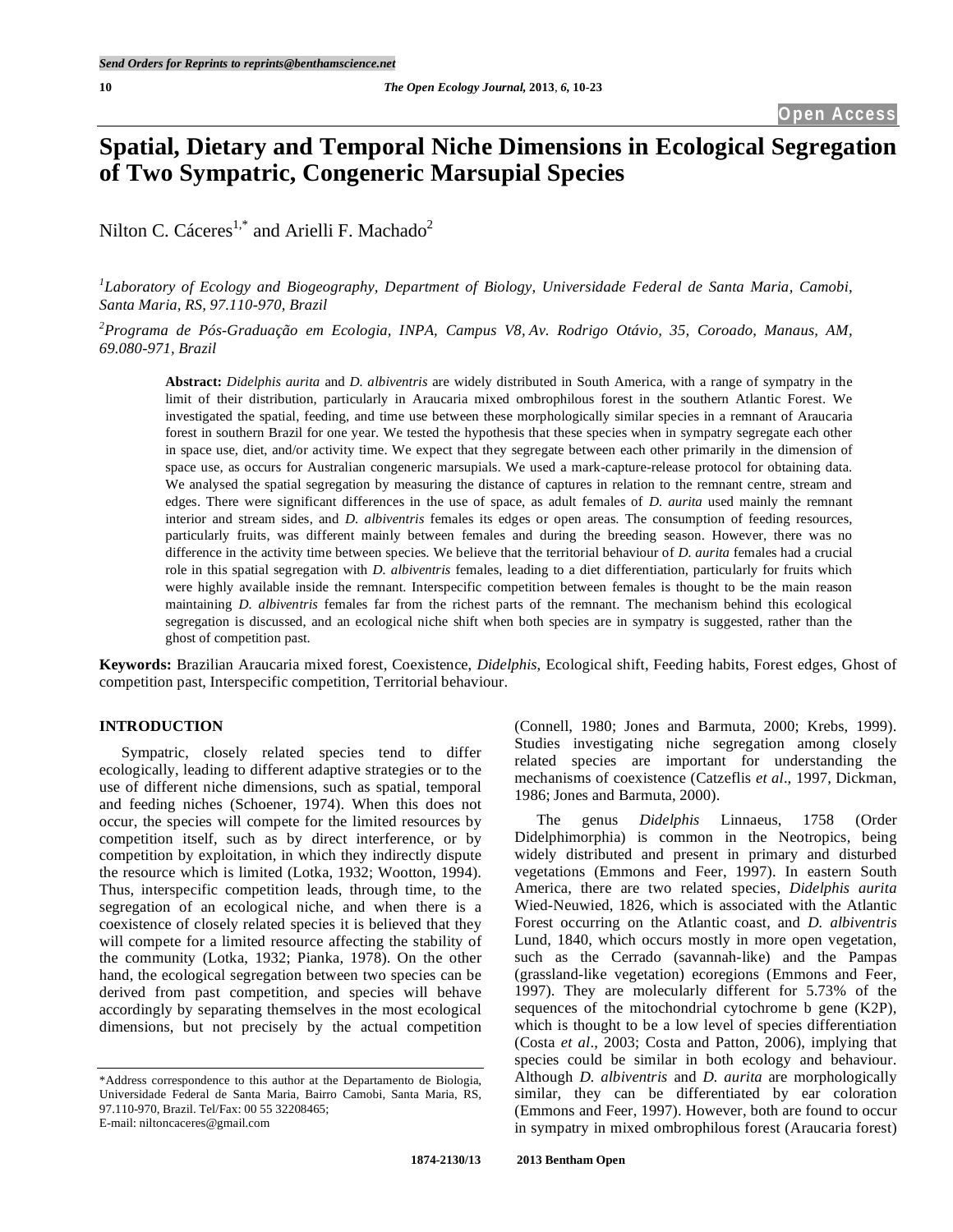Open Access

# Spatial, Dietary and Temporal Niche Dimensions in Ecological Segregation of Two Sympatric, Congeneric Marsupial Species

Nilton C. Cáceres[1,*] and Arielli F. Machado[2]

[1]Laboratory of Ecology and Biogeography, Department of Biology, Universidade Federal de Santa Maria, Camobi, Santa Maria, RS, 97.110-970, Brazil

[2]Programa de Pós-Graduação em Ecologia, INPA, Campus V8, Av. Rodrigo Otávio, 35, Coroado, Manaus, AM, 69.080-971, Brazil

**Abstract:** *Didelphis aurita* and *D. albiventris* are widely distributed in South America, with a range of sympatry in the limit of their distribution, particularly in Araucaria mixed ombrophilous forest in the southern Atlantic Forest. We investigated the spatial, feeding, and time use between these morphologically similar species in a remnant of Araucaria forest in southern Brazil for one year. We tested the hypothesis that these species when in sympatry segregate each other in space use, diet, and/or activity time. We expect that they segregate between each other primarily in the dimension of space use, as occurs for Australian congeneric marsupials. We used a mark-capture-release protocol for obtaining data. We analysed the spatial segregation by measuring the distance of captures in relation to the remnant centre, stream and edges. There were significant differences in the use of space, as adult females of *D. aurita* used mainly the remnant interior and stream sides, and *D. albiventris* females its edges or open areas. The consumption of feeding resources, particularly fruits, was different mainly between females and during the breeding season. However, there was no difference in the activity time between species. We believe that the territorial behaviour of *D. aurita* females had a crucial role in this spatial segregation with *D. albiventris* females, leading to a diet differentiation, particularly for fruits which were highly available inside the remnant. Interspecific competition between females is thought to be the main reason maintaining *D. albiventris* females far from the richest parts of the remnant. The mechanism behind this ecological segregation is discussed, and an ecological niche shift when both species are in sympatry is suggested, rather than the ghost of competition past.

**Keywords:** Brazilian Araucaria mixed forest, Coexistence, *Didelphis*, Ecological shift, Feeding habits, Forest edges, Ghost of competition past, Interspecific competition, Territorial behaviour.

## INTRODUCTION

Sympatric, closely related species tend to differ ecologically, leading to different adaptive strategies or to the use of different niche dimensions, such as spatial, temporal and feeding niches (Schoener, 1974). When this does not occur, the species will compete for the limited resources by competition itself, such as by direct interference, or by competition by exploitation, in which they indirectly dispute the resource which is limited (Lotka, 1932; Wootton, 1994). Thus, interspecific competition leads, through time, to the segregation of an ecological niche, and when there is a coexistence of closely related species it is believed that they will compete for a limited resource affecting the stability of the community (Lotka, 1932; Pianka, 1978). On the other hand, the ecological segregation between two species can be derived from past competition, and species will behave accordingly by separating themselves in the most ecological dimensions, but not precisely by the actual competition (Connell, 1980; Jones and Barmuta, 2000; Krebs, 1999). Studies investigating niche segregation among closely related species are important for understanding the mechanisms of coexistence (Catzeflis *et al*., 1997, Dickman, 1986; Jones and Barmuta, 2000).

The genus *Didelphis* Linnaeus, 1758 (Order Didelphimorphia) is common in the Neotropics, being widely distributed and present in primary and disturbed vegetations (Emmons and Feer, 1997). In eastern South America, there are two related species, *Didelphis aurita* Wied-Neuwied, 1826, which is associated with the Atlantic Forest occurring on the Atlantic coast, and *D. albiventris* Lund, 1840, which occurs mostly in more open vegetation, such as the Cerrado (savannah-like) and the Pampas (grassland-like vegetation) ecoregions (Emmons and Feer, 1997). They are molecularly different for 5.73% of the sequences of the mitochondrial cytochrome b gene (K2P), which is thought to be a low level of species differentiation (Costa *et al*., 2003; Costa and Patton, 2006), implying that species could be similar in both ecology and behaviour. Although *D. albiventris* and *D. aurita* are morphologically similar, they can be differentiated by ear coloration (Emmons and Feer, 1997). However, both are found to occur in sympatry in mixed ombrophilous forest (Araucaria forest)

*Address correspondence to this author at the Departamento de Biologia, Universidade Federal de Santa Maria, Bairro Camobi, Santa Maria, RS, 97.110-970, Brazil. Tel/Fax: 00 55 32208465;
E-mail: niltoncaceres@gmail.com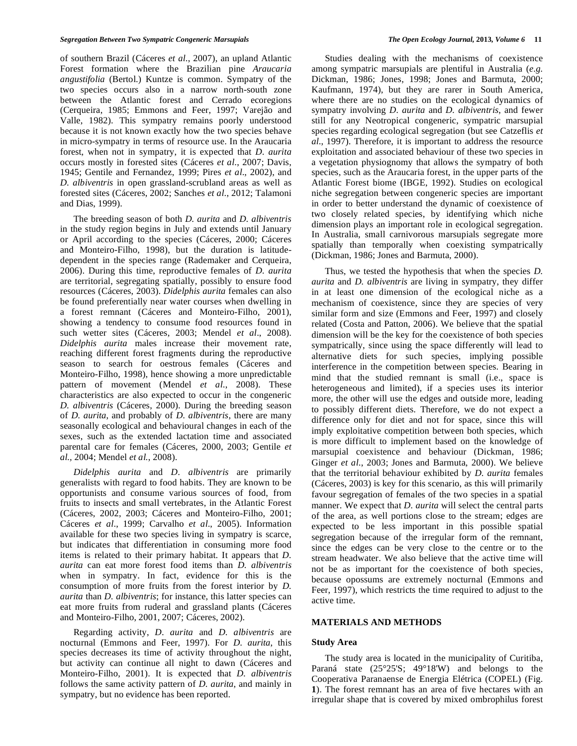of southern Brazil (Cáceres *et al*., 2007), an upland Atlantic Forest formation where the Brazilian pine *Araucaria angustifolia* (Bertol.) Kuntze is common. Sympatry of the two species occurs also in a narrow north-south zone between the Atlantic forest and Cerrado ecoregions (Cerqueira, 1985; Emmons and Feer, 1997; Varejão and Valle, 1982). This sympatry remains poorly understood because it is not known exactly how the two species behave in micro-sympatry in terms of resource use. In the Araucaria forest, when not in sympatry, it is expected that *D. aurita* occurs mostly in forested sites (Cáceres *et al*., 2007; Davis, 1945; Gentile and Fernandez, 1999; Pires *et al*., 2002), and *D. albiventris* in open grassland-scrubland areas as well as forested sites (Cáceres, 2002; Sanches *et al*., 2012; Talamoni and Dias, 1999).

The breeding season of both *D. aurita* and *D. albiventris* in the study region begins in July and extends until January or April according to the species (Cáceres, 2000; Cáceres and Monteiro-Filho, 1998), but the duration is latitude-dependent in the species range (Rademaker and Cerqueira, 2006). During this time, reproductive females of *D. aurita* are territorial, segregating spatially, possibly to ensure food resources (Cáceres, 2003). *Didelphis aurita* females can also be found preferentially near water courses when dwelling in a forest remnant (Cáceres and Monteiro-Filho, 2001), showing a tendency to consume food resources found in such wetter sites (Cáceres, 2003; Mendel *et al*., 2008). *Didelphis aurita* males increase their movement rate, reaching different forest fragments during the reproductive season to search for oestrous females (Cáceres and Monteiro-Filho, 1998), hence showing a more unpredictable pattern of movement (Mendel *et al*., 2008). These characteristics are also expected to occur in the congeneric *D. albiventris* (Cáceres, 2000). During the breeding season of *D. aurita*, and probably of *D. albiventris*, there are many seasonally ecological and behavioural changes in each of the sexes, such as the extended lactation time and associated parental care for females (Cáceres, 2000, 2003; Gentile *et al.*, 2004; Mendel *et al.*, 2008).

*Didelphis aurita* and *D. albiventris* are primarily generalists with regard to food habits. They are known to be opportunists and consume various sources of food, from fruits to insects and small vertebrates, in the Atlantic Forest (Cáceres, 2002, 2003; Cáceres and Monteiro-Filho, 2001; Cáceres *et al*., 1999; Carvalho *et al*., 2005). Information available for these two species living in sympatry is scarce, but indicates that differentiation in consuming more food items is related to their primary habitat. It appears that *D. aurita* can eat more forest food items than *D. albiventris* when in sympatry. In fact, evidence for this is the consumption of more fruits from the forest interior by *D. aurita* than *D. albiventris*; for instance, this latter species can eat more fruits from ruderal and grassland plants (Cáceres and Monteiro-Filho, 2001, 2007; Cáceres, 2002).

Regarding activity, *D. aurita* and *D. albiventris* are nocturnal (Emmons and Feer, 1997). For *D. aurita*, this species decreases its time of activity throughout the night, but activity can continue all night to dawn (Cáceres and Monteiro-Filho, 2001). It is expected that *D. albiventris* follows the same activity pattern of *D. aurita*, and mainly in sympatry, but no evidence has been reported.

Studies dealing with the mechanisms of coexistence among sympatric marsupials are plentiful in Australia (*e.g.* Dickman, 1986; Jones, 1998; Jones and Barmuta, 2000; Kaufmann, 1974), but they are rarer in South America, where there are no studies on the ecological dynamics of sympatry involving *D. aurita* and *D. albiventris*, and fewer still for any Neotropical congeneric, sympatric marsupial species regarding ecological segregation (but see Catzeflis *et al*., 1997). Therefore, it is important to address the resource exploitation and associated behaviour of these two species in a vegetation physiognomy that allows the sympatry of both species, such as the Araucaria forest, in the upper parts of the Atlantic Forest biome (IBGE, 1992). Studies on ecological niche segregation between congeneric species are important in order to better understand the dynamic of coexistence of two closely related species, by identifying which niche dimension plays an important role in ecological segregation. In Australia, small carnivorous marsupials segregate more spatially than temporally when coexisting sympatrically (Dickman, 1986; Jones and Barmuta, 2000).

Thus, we tested the hypothesis that when the species *D. aurita* and *D. albiventris* are living in sympatry, they differ in at least one dimension of the ecological niche as a mechanism of coexistence, since they are species of very similar form and size (Emmons and Feer, 1997) and closely related (Costa and Patton, 2006). We believe that the spatial dimension will be the key for the coexistence of both species sympatrically, since using the space differently will lead to alternative diets for such species, implying possible interference in the competition between species. Bearing in mind that the studied remnant is small (i.e., space is heterogeneous and limited), if a species uses its interior more, the other will use the edges and outside more, leading to possibly different diets. Therefore, we do not expect a difference only for diet and not for space, since this will imply exploitative competition between both species, which is more difficult to implement based on the knowledge of marsupial coexistence and behaviour (Dickman, 1986; Ginger *et al*., 2003; Jones and Barmuta, 2000). We believe that the territorial behaviour exhibited by *D. aurita* females (Cáceres, 2003) is key for this scenario, as this will primarily favour segregation of females of the two species in a spatial manner. We expect that *D. aurita* will select the central parts of the area, as well portions close to the stream; edges are expected to be less important in this possible spatial segregation because of the irregular form of the remnant, since the edges can be very close to the centre or to the stream headwater. We also believe that the active time will not be as important for the coexistence of both species, because opossums are extremely nocturnal (Emmons and Feer, 1997), which restricts the time required to adjust to the active time.

## MATERIALS AND METHODS

### Study Area

The study area is located in the municipality of Curitiba, Paraná state (25°25'S; 49°18'W) and belongs to the Cooperativa Paranaense de Energia Elétrica (COPEL) (Fig. **1**). The forest remnant has an area of five hectares with an irregular shape that is covered by mixed ombrophilus forest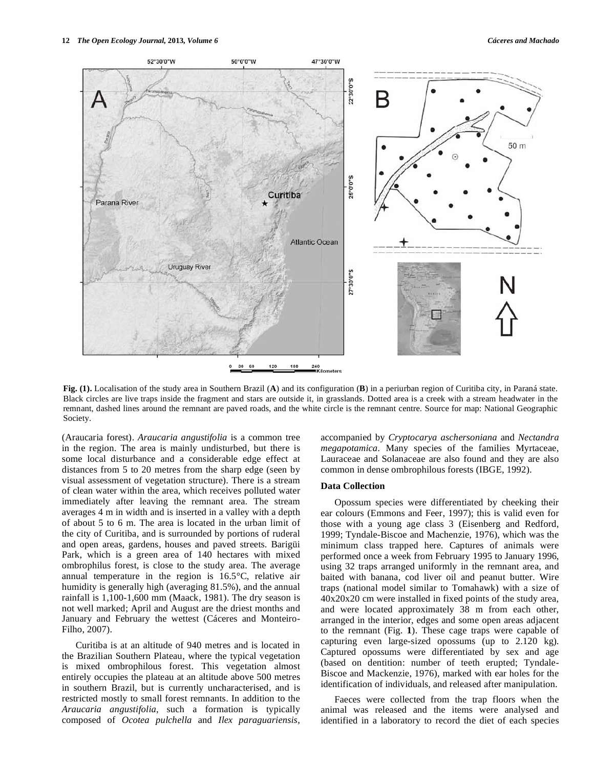Fig. (1). Localisation of the study area in Southern Brazil (**A**) and its configuration (**B**) in a periurban region of Curitiba city, in Paraná state. Black circles are live traps inside the fragment and stars are outside it, in grasslands. Dotted area is a creek with a stream headwater in the remnant, dashed lines around the remnant are paved roads, and the white circle is the remnant centre. Source for map: National Geographic Society.

(Araucaria forest). *Araucaria angustifolia* is a common tree in the region. The area is mainly undisturbed, but there is some local disturbance and a considerable edge effect at distances from 5 to 20 metres from the sharp edge (seen by visual assessment of vegetation structure). There is a stream of clean water within the area, which receives polluted water immediately after leaving the remnant area. The stream averages 4 m in width and is inserted in a valley with a depth of about 5 to 6 m. The area is located in the urban limit of the city of Curitiba, and is surrounded by portions of ruderal and open areas, gardens, houses and paved streets. Barigüi Park, which is a green area of 140 hectares with mixed ombrophilus forest, is close to the study area. The average annual temperature in the region is 16.5°C, relative air humidity is generally high (averaging 81.5%), and the annual rainfall is 1,100-1,600 mm (Maack, 1981). The dry season is not well marked; April and August are the driest months and January and February the wettest (Cáceres and Monteiro-Filho, 2007).

Curitiba is at an altitude of 940 metres and is located in the Brazilian Southern Plateau, where the typical vegetation is mixed ombrophilous forest. This vegetation almost entirely occupies the plateau at an altitude above 500 metres in southern Brazil, but is currently uncharacterised, and is restricted mostly to small forest remnants. In addition to the *Araucaria angustifolia*, such a formation is typically composed of *Ocotea pulchella* and *Ilex paraguariensis*, accompanied by *Cryptocarya aschersoniana* and *Nectandra megapotamica*. Many species of the families Myrtaceae, Lauraceae and Solanaceae are also found and they are also common in dense ombrophilous forests (IBGE, 1992).

### Data Collection

Opossum species were differentiated by cheeking their ear colours (Emmons and Feer, 1997); this is valid even for those with a young age class 3 (Eisenberg and Redford, 1999; Tyndale-Biscoe and Machenzie, 1976), which was the minimum class trapped here. Captures of animals were performed once a week from February 1995 to January 1996, using 32 traps arranged uniformly in the remnant area, and baited with banana, cod liver oil and peanut butter. Wire traps (national model similar to Tomahawk) with a size of 40x20x20 cm were installed in fixed points of the study area, and were located approximately 38 m from each other, arranged in the interior, edges and some open areas adjacent to the remnant (Fig. **1**). These cage traps were capable of capturing even large-sized opossums (up to 2.120 kg). Captured opossums were differentiated by sex and age (based on dentition: number of teeth erupted; Tyndale-Biscoe and Mackenzie, 1976), marked with ear holes for the identification of individuals, and released after manipulation.

Faeces were collected from the trap floors when the animal was released and the items were analysed and identified in a laboratory to record the diet of each species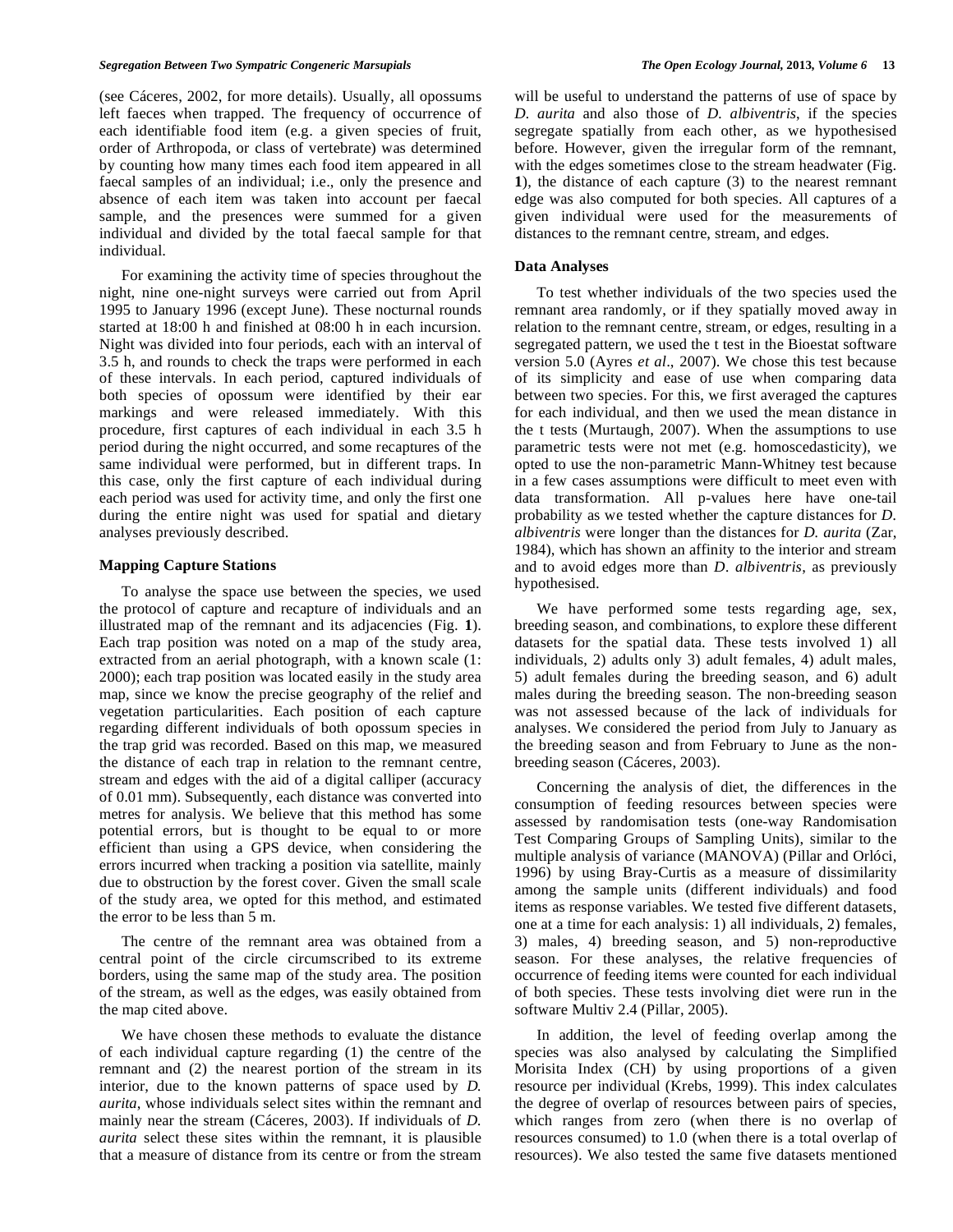(see Cáceres, 2002, for more details). Usually, all opossums left faeces when trapped. The frequency of occurrence of each identifiable food item (e.g. a given species of fruit, order of Arthropoda, or class of vertebrate) was determined by counting how many times each food item appeared in all faecal samples of an individual; i.e., only the presence and absence of each item was taken into account per faecal sample, and the presences were summed for a given individual and divided by the total faecal sample for that individual.

For examining the activity time of species throughout the night, nine one-night surveys were carried out from April 1995 to January 1996 (except June). These nocturnal rounds started at 18:00 h and finished at 08:00 h in each incursion. Night was divided into four periods, each with an interval of 3.5 h, and rounds to check the traps were performed in each of these intervals. In each period, captured individuals of both species of opossum were identified by their ear markings and were released immediately. With this procedure, first captures of each individual in each 3.5 h period during the night occurred, and some recaptures of the same individual were performed, but in different traps. In this case, only the first capture of each individual during each period was used for activity time, and only the first one during the entire night was used for spatial and dietary analyses previously described.

### Mapping Capture Stations

To analyse the space use between the species, we used the protocol of capture and recapture of individuals and an illustrated map of the remnant and its adjacencies (Fig. **1**). Each trap position was noted on a map of the study area, extracted from an aerial photograph, with a known scale (1: 2000); each trap position was located easily in the study area map, since we know the precise geography of the relief and vegetation particularities. Each position of each capture regarding different individuals of both opossum species in the trap grid was recorded. Based on this map, we measured the distance of each trap in relation to the remnant centre, stream and edges with the aid of a digital calliper (accuracy of 0.01 mm). Subsequently, each distance was converted into metres for analysis. We believe that this method has some potential errors, but is thought to be equal to or more efficient than using a GPS device, when considering the errors incurred when tracking a position via satellite, mainly due to obstruction by the forest cover. Given the small scale of the study area, we opted for this method, and estimated the error to be less than 5 m.

The centre of the remnant area was obtained from a central point of the circle circumscribed to its extreme borders, using the same map of the study area. The position of the stream, as well as the edges, was easily obtained from the map cited above.

We have chosen these methods to evaluate the distance of each individual capture regarding (1) the centre of the remnant and (2) the nearest portion of the stream in its interior, due to the known patterns of space used by *D. aurita*, whose individuals select sites within the remnant and mainly near the stream (Cáceres, 2003). If individuals of *D. aurita* select these sites within the remnant, it is plausible that a measure of distance from its centre or from the stream will be useful to understand the patterns of use of space by *D. aurita* and also those of *D. albiventris*, if the species segregate spatially from each other, as we hypothesised before. However, given the irregular form of the remnant, with the edges sometimes close to the stream headwater (Fig. **1**), the distance of each capture (3) to the nearest remnant edge was also computed for both species. All captures of a given individual were used for the measurements of distances to the remnant centre, stream, and edges.

### Data Analyses

To test whether individuals of the two species used the remnant area randomly, or if they spatially moved away in relation to the remnant centre, stream, or edges, resulting in a segregated pattern, we used the t test in the Bioestat software version 5.0 (Ayres *et al*., 2007). We chose this test because of its simplicity and ease of use when comparing data between two species. For this, we first averaged the captures for each individual, and then we used the mean distance in the t tests (Murtaugh, 2007). When the assumptions to use parametric tests were not met (e.g. homoscedasticity), we opted to use the non-parametric Mann-Whitney test because in a few cases assumptions were difficult to meet even with data transformation. All p-values here have one-tail probability as we tested whether the capture distances for *D. albiventris* were longer than the distances for *D. aurita* (Zar, 1984), which has shown an affinity to the interior and stream and to avoid edges more than *D. albiventris*, as previously hypothesised.

We have performed some tests regarding age, sex, breeding season, and combinations, to explore these different datasets for the spatial data. These tests involved 1) all individuals, 2) adults only 3) adult females, 4) adult males, 5) adult females during the breeding season, and 6) adult males during the breeding season. The non-breeding season was not assessed because of the lack of individuals for analyses. We considered the period from July to January as the breeding season and from February to June as the non-breeding season (Cáceres, 2003).

Concerning the analysis of diet, the differences in the consumption of feeding resources between species were assessed by randomisation tests (one-way Randomisation Test Comparing Groups of Sampling Units), similar to the multiple analysis of variance (MANOVA) (Pillar and Orlóci, 1996) by using Bray-Curtis as a measure of dissimilarity among the sample units (different individuals) and food items as response variables. We tested five different datasets, one at a time for each analysis: 1) all individuals, 2) females, 3) males, 4) breeding season, and 5) non-reproductive season. For these analyses, the relative frequencies of occurrence of feeding items were counted for each individual of both species. These tests involving diet were run in the software Multiv 2.4 (Pillar, 2005).

In addition, the level of feeding overlap among the species was also analysed by calculating the Simplified Morisita Index (CH) by using proportions of a given resource per individual (Krebs, 1999). This index calculates the degree of overlap of resources between pairs of species, which ranges from zero (when there is no overlap of resources consumed) to 1.0 (when there is a total overlap of resources). We also tested the same five datasets mentioned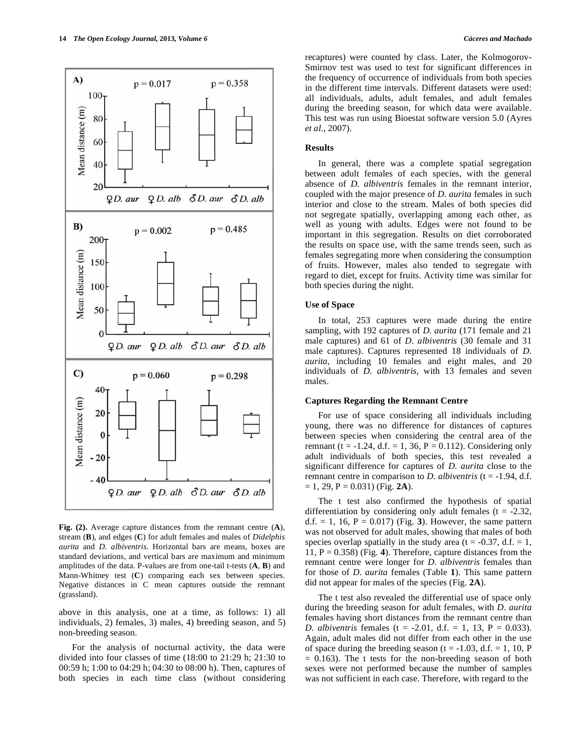Fig. (2). Average capture distances from the remnant centre (**A**), stream (**B**), and edges (**C**) for adult females and males of *Didelphis aurita* and *D. albiventris.* Horizontal bars are means, boxes are standard deviations, and vertical bars are maximum and minimum amplitudes of the data. P-values are from one-tail t-tests (**A**, **B**) and Mann-Whitney test (**C**) comparing each sex between species. Negative distances in C mean captures outside the remnant (grassland).

above in this analysis, one at a time, as follows: 1) all individuals, 2) females, 3) males, 4) breeding season, and 5) non-breeding season.

For the analysis of nocturnal activity, the data were divided into four classes of time (18:00 to 21:29 h; 21:30 to 00:59 h; 1:00 to 04:29 h; 04:30 to 08:00 h). Then, captures of both species in each time class (without considering recaptures) were counted by class. Later, the Kolmogorov-Smirnov test was used to test for significant differences in the frequency of occurrence of individuals from both species in the different time intervals. Different datasets were used: all individuals, adults, adult females, and adult females during the breeding season, for which data were available. This test was run using Bioestat software version 5.0 (Ayres *et al.*, 2007).

## Results

In general, there was a complete spatial segregation between adult females of each species, with the general absence of *D. albiventris* females in the remnant interior, coupled with the major presence of *D. aurita* females in such interior and close to the stream. Males of both species did not segregate spatially, overlapping among each other, as well as young with adults. Edges were not found to be important in this segregation. Results on diet corroborated the results on space use, with the same trends seen, such as females segregating more when considering the consumption of fruits. However, males also tended to segregate with regard to diet, except for fruits. Activity time was similar for both species during the night.

### Use of Space

In total, 253 captures were made during the entire sampling, with 192 captures of *D. aurita* (171 female and 21 male captures) and 61 of *D. albiventris* (30 female and 31 male captures). Captures represented 18 individuals of *D. aurita*, including 10 females and eight males, and 20 individuals of *D. albiventris*, with 13 females and seven males.

### Captures Regarding the Remnant Centre

For use of space considering all individuals including young, there was no difference for distances of captures between species when considering the central area of the remnant ($t = -1.24$, d.f. = 1, 36, $P = 0.112$). Considering only adult individuals of both species, this test revealed a significant difference for captures of *D. aurita* close to the remnant centre in comparison to *D. albiventris* ($t = -1.94$, d.f. = 1, 29, $P = 0.031$) (Fig. **2A**).

The t test also confirmed the hypothesis of spatial differentiation by considering only adult females ($t = -2.32$, d.f. = 1, 16, $P = 0.017$) (Fig. **3**). However, the same pattern was not observed for adult males, showing that males of both species overlap spatially in the study area ($t = -0.37$, d.f. = 1, 11, $P = 0.358$) (Fig. **4**). Therefore, capture distances from the remnant centre were longer for *D. albiventris* females than for those of *D. aurita* females (Table **1**). This same pattern did not appear for males of the species (Fig. **2A**).

The t test also revealed the differential use of space only during the breeding season for adult females, with *D. aurita* females having short distances from the remnant centre than *D. albiventris* females ($t = -2.01$, d.f. = 1, 13, $P = 0.033$). Again, adult males did not differ from each other in the use of space during the breeding season ($t = -1.03$, d.f. = 1, 10, $P = 0.163$). The t tests for the non-breeding season of both sexes were not performed because the number of samples was not sufficient in each case. Therefore, with regard to the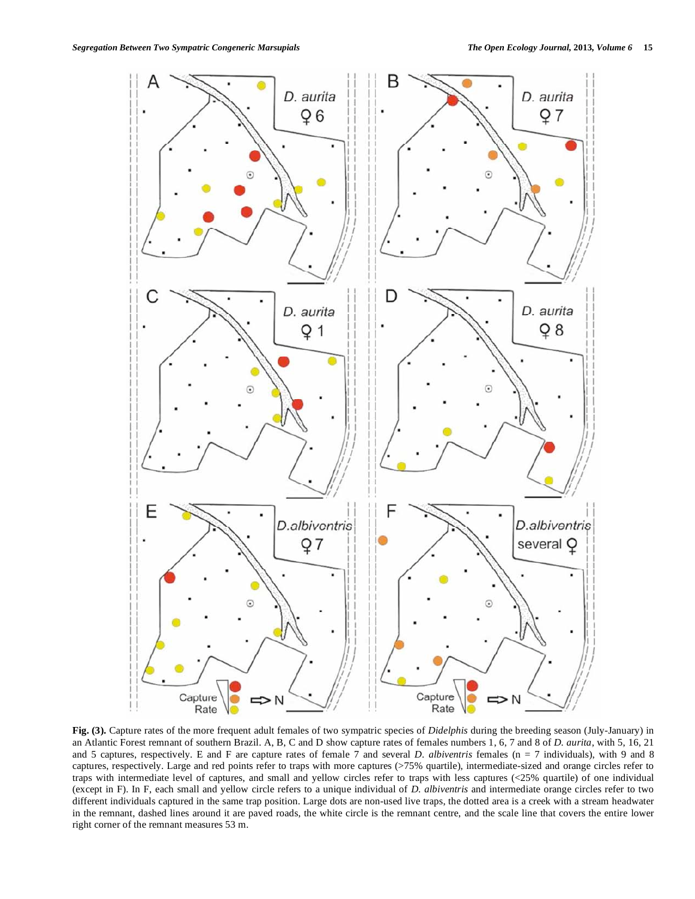**Fig. (3).** Capture rates of the more frequent adult females of two sympatric species of *Didelphis* during the breeding season (July-January) in an Atlantic Forest remnant of southern Brazil. A, B, C and D show capture rates of females numbers 1, 6, 7 and 8 of *D. aurita*, with 5, 16, 21 and 5 captures, respectively. E and F are capture rates of female 7 and several *D. albiventris* females (n = 7 individuals), with 9 and 8 captures, respectively. Large and red points refer to traps with more captures (>75% quartile), intermediate-sized and orange circles refer to traps with intermediate level of captures, and small and yellow circles refer to traps with less captures (<25% quartile) of one individual (except in F). In F, each small and yellow circle refers to a unique individual of *D. albiventris* and intermediate orange circles refer to two different individuals captured in the same trap position. Large dots are non-used live traps, the dotted area is a creek with a stream headwater in the remnant, dashed lines around it are paved roads, the white circle is the remnant centre, and the scale line that covers the entire lower right corner of the remnant measures 53 m.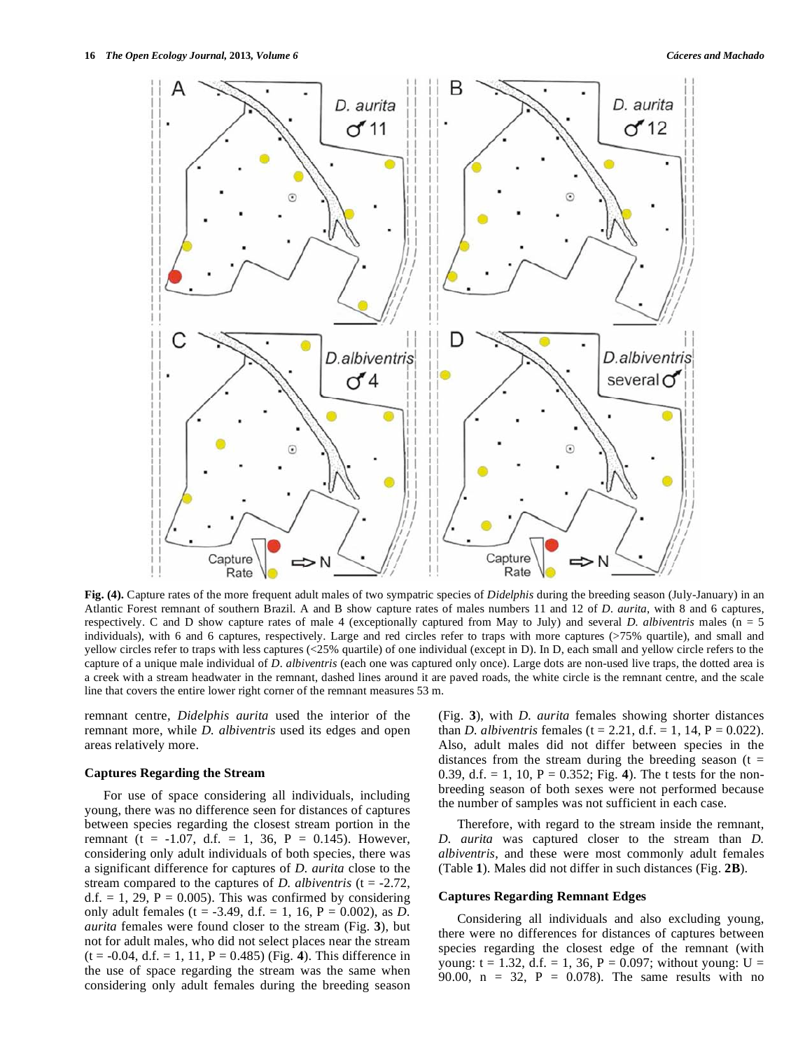**Fig. (4).** Capture rates of the more frequent adult males of two sympatric species of *Didelphis* during the breeding season (July-January) in an Atlantic Forest remnant of southern Brazil. A and B show capture rates of males numbers 11 and 12 of *D. aurita*, with 8 and 6 captures, respectively. C and D show capture rates of male 4 (exceptionally captured from May to July) and several *D. albiventris* males (n = 5 individuals), with 6 and 6 captures, respectively. Large and red circles refer to traps with more captures (>75% quartile), and small and yellow circles refer to traps with less captures (<25% quartile) of one individual (except in D). In D, each small and yellow circle refers to the capture of a unique male individual of *D. albiventris* (each one was captured only once). Large dots are non-used live traps, the dotted area is a creek with a stream headwater in the remnant, dashed lines around it are paved roads, the white circle is the remnant centre, and the scale line that covers the entire lower right corner of the remnant measures 53 m.

remnant centre, *Didelphis aurita* used the interior of the remnant more, while *D. albiventris* used its edges and open areas relatively more.

### Captures Regarding the Stream

For use of space considering all individuals, including young, there was no difference seen for distances of captures between species regarding the closest stream portion in the remnant ($t = -1.07$, d.f. = 1, 36, $P = 0.145$). However, considering only adult individuals of both species, there was a significant difference for captures of *D. aurita* close to the stream compared to the captures of *D. albiventris* ($t = -2.72$, d.f. = 1, 29, $P = 0.005$). This was confirmed by considering only adult females ($t = -3.49$, d.f. = 1, 16, $P = 0.002$), as *D. aurita* females were found closer to the stream (Fig. **3**), but not for adult males, who did not select places near the stream ($t = -0.04$, d.f. = 1, 11, $P = 0.485$) (Fig. **4**). This difference in the use of space regarding the stream was the same when considering only adult females during the breeding season (Fig. **3**), with *D. aurita* females showing shorter distances than *D. albiventris* females ($t = 2.21$, d.f. = 1, 14, $P = 0.022$). Also, adult males did not differ between species in the distances from the stream during the breeding season ($t = 0.39$, d.f. = 1, 10, $P = 0.352$; Fig. **4**). The t tests for the non-breeding season of both sexes were not performed because the number of samples was not sufficient in each case.

Therefore, with regard to the stream inside the remnant, *D. aurita* was captured closer to the stream than *D. albiventris*, and these were most commonly adult females (Table **1**). Males did not differ in such distances (Fig. **2B**).

### Captures Regarding Remnant Edges

Considering all individuals and also excluding young, there were no differences for distances of captures between species regarding the closest edge of the remnant (with young: $t = 1.32$, d.f. = 1, 36, $P = 0.097$; without young: $U = 90.00$, $n = 32$, $P = 0.078$). The same results with no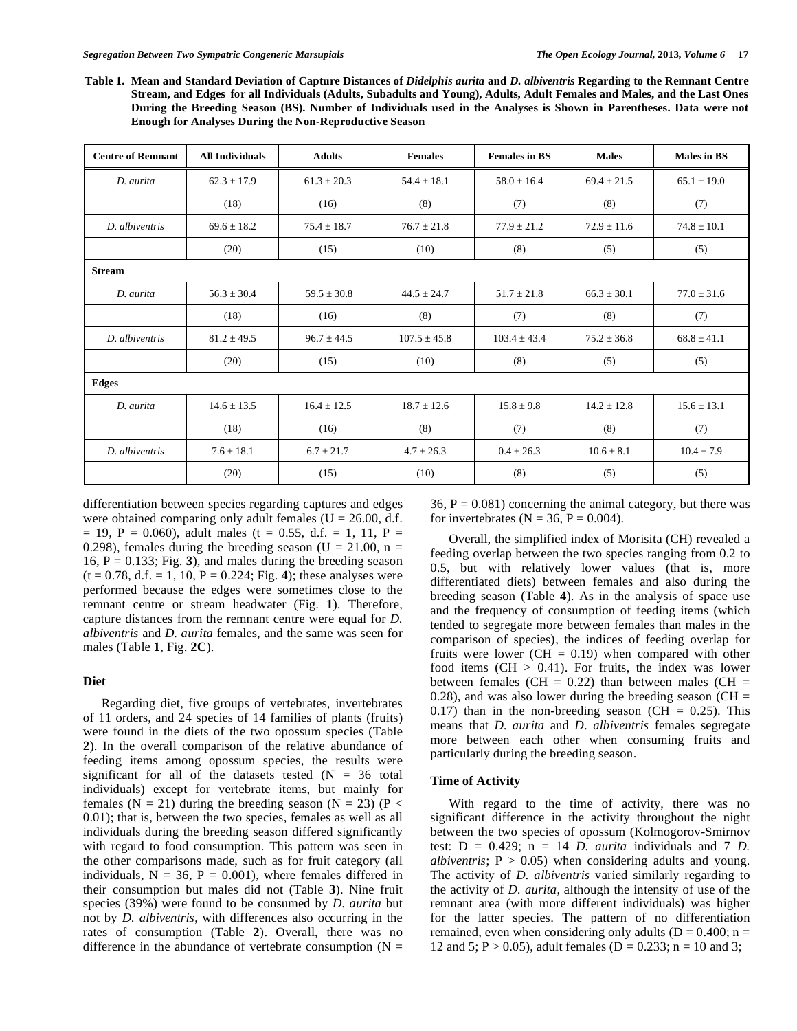**Table 1. Mean and Standard Deviation of Capture Distances of *Didelphis aurita* and *D. albiventris* Regarding to the Remnant Centre Stream, and Edges for all Individuals (Adults, Subadults and Young), Adults, Adult Females and Males, and the Last Ones During the Breeding Season (BS). Number of Individuals used in the Analyses is Shown in Parentheses. Data were not Enough for Analyses During the Non-Reproductive Season**

| Centre of Remnant | All Individuals | Adults | Females | Females in BS | Males | Males in BS |
|---|---|---|---|---|---|---|
| *D. aurita* | 62.3 ± 17.9 | 61.3 ± 20.3 | 54.4 ± 18.1 | 58.0 ± 16.4 | 69.4 ± 21.5 | 65.1 ± 19.0 |
| | (18) | (16) | (8) | (7) | (8) | (7) |
| *D. albiventris* | 69.6 ± 18.2 | 75.4 ± 18.7 | 76.7 ± 21.8 | 77.9 ± 21.2 | 72.9 ± 11.6 | 74.8 ± 10.1 |
| | (20) | (15) | (10) | (8) | (5) | (5) |
| **Stream** | | | | | | |
| *D. aurita* | 56.3 ± 30.4 | 59.5 ± 30.8 | 44.5 ± 24.7 | 51.7 ± 21.8 | 66.3 ± 30.1 | 77.0 ± 31.6 |
| | (18) | (16) | (8) | (7) | (8) | (7) |
| *D. albiventris* | 81.2 ± 49.5 | 96.7 ± 44.5 | 107.5 ± 45.8 | 103.4 ± 43.4 | 75.2 ± 36.8 | 68.8 ± 41.1 |
| | (20) | (15) | (10) | (8) | (5) | (5) |
| **Edges** | | | | | | |
| *D. aurita* | 14.6 ± 13.5 | 16.4 ± 12.5 | 18.7 ± 12.6 | 15.8 ± 9.8 | 14.2 ± 12.8 | 15.6 ± 13.1 |
| | (18) | (16) | (8) | (7) | (8) | (7) |
| *D. albiventris* | 7.6 ± 18.1 | 6.7 ± 21.7 | 4.7 ± 26.3 | 0.4 ± 26.3 | 10.6 ± 8.1 | 10.4 ± 7.9 |
| | (20) | (15) | (10) | (8) | (5) | (5) |

differentiation between species regarding captures and edges were obtained comparing only adult females ($U = 26.00$, d.f. $= 19$, $P = 0.060$), adult males ($t = 0.55$, d.f. $= 1, 11$, $P = 0.298$), females during the breeding season ($U = 21.00$, $n = 16$, $P = 0.133$; Fig. **3**), and males during the breeding season ($t = 0.78$, d.f. $= 1, 10$, $P = 0.224$; Fig. **4**); these analyses were performed because the edges were sometimes close to the remnant centre or stream headwater (Fig. **1**). Therefore, capture distances from the remnant centre were equal for *D. albiventris* and *D. aurita* females, and the same was seen for males (Table **1**, Fig. **2C**).

### Diet

Regarding diet, five groups of vertebrates, invertebrates of 11 orders, and 24 species of 14 families of plants (fruits) were found in the diets of the two opossum species (Table **2**). In the overall comparison of the relative abundance of feeding items among opossum species, the results were significant for all of the datasets tested ($N = 36$ total individuals) except for vertebrate items, but mainly for females ($N = 21$) during the breeding season ($N = 23$) ($P < 0.01$); that is, between the two species, females as well as all individuals during the breeding season differed significantly with regard to food consumption. This pattern was seen in the other comparisons made, such as for fruit category (all individuals, $N = 36$, $P = 0.001$), where females differed in their consumption but males did not (Table **3**). Nine fruit species (39%) were found to be consumed by *D. aurita* but not by *D. albiventris*, with differences also occurring in the rates of consumption (Table **2**). Overall, there was no difference in the abundance of vertebrate consumption ($N = 36$, $P = 0.081$) concerning the animal category, but there was for invertebrates ($N = 36$, $P = 0.004$).

Overall, the simplified index of Morisita (CH) revealed a feeding overlap between the two species ranging from 0.2 to 0.5, but with relatively lower values (that is, more differentiated diets) between females and also during the breeding season (Table **4**). As in the analysis of space use and the frequency of consumption of feeding items (which tended to segregate more between females than males in the comparison of species), the indices of feeding overlap for fruits were lower ($CH = 0.19$) when compared with other food items ($CH > 0.41$). For fruits, the index was lower between females ($CH = 0.22$) than between males ($CH = 0.28$), and was also lower during the breeding season ($CH = 0.17$) than in the non-breeding season ($CH = 0.25$). This means that *D. aurita* and *D. albiventris* females segregate more between each other when consuming fruits and particularly during the breeding season.

### Time of Activity

With regard to the time of activity, there was no significant difference in the activity throughout the night between the two species of opossum (Kolmogorov-Smirnov test: $D = 0.429$; $n = 14$ *D. aurita* individuals and 7 *D. albiventris*; $P > 0.05$) when considering adults and young. The activity of *D. albiventris* varied similarly regarding to the activity of *D. aurita*, although the intensity of use of the remnant area (with more different individuals) was higher for the latter species. The pattern of no differentiation remained, even when considering only adults ($D = 0.400$; $n = 12$ and 5; $P > 0.05$), adult females ($D = 0.233$; $n = 10$ and 3;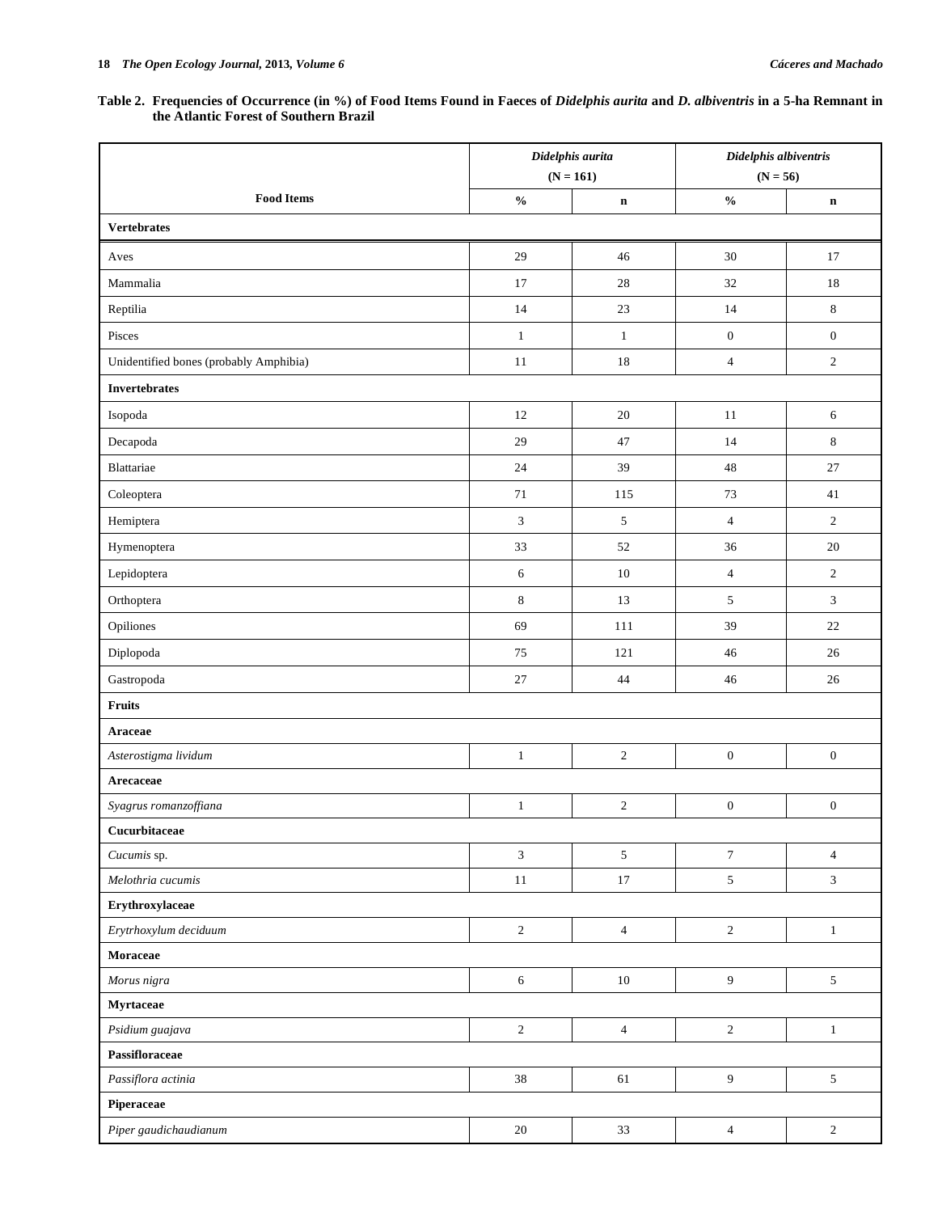**Table 2. Frequencies of Occurrence (in %) of Food Items Found in Faeces of *Didelphis aurita* and *D. albiventris* in a 5-ha Remnant in the Atlantic Forest of Southern Brazil**

| Food Items | *Didelphis aurita* (N = 161) | | *Didelphis albiventris* (N = 56) | |
|---|---|---|---|---|
| | % | n | % | n |
| **Vertebrates** | | | | |
| Aves | 29 | 46 | 30 | 17 |
| Mammalia | 17 | 28 | 32 | 18 |
| Reptilia | 14 | 23 | 14 | 8 |
| Pisces | 1 | 1 | 0 | 0 |
| Unidentified bones (probably Amphibia) | 11 | 18 | 4 | 2 |
| **Invertebrates** | | | | |
| Isopoda | 12 | 20 | 11 | 6 |
| Decapoda | 29 | 47 | 14 | 8 |
| Blattariae | 24 | 39 | 48 | 27 |
| Coleoptera | 71 | 115 | 73 | 41 |
| Hemiptera | 3 | 5 | 4 | 2 |
| Hymenoptera | 33 | 52 | 36 | 20 |
| Lepidoptera | 6 | 10 | 4 | 2 |
| Orthoptera | 8 | 13 | 5 | 3 |
| Opiliones | 69 | 111 | 39 | 22 |
| Diplopoda | 75 | 121 | 46 | 26 |
| Gastropoda | 27 | 44 | 46 | 26 |
| **Fruits** | | | | |
| **Araceae** | | | | |
| *Asterostigma lividum* | 1 | 2 | 0 | 0 |
| **Arecaceae** | | | | |
| *Syagrus romanzoffiana* | 1 | 2 | 0 | 0 |
| **Cucurbitaceae** | | | | |
| *Cucumis* sp. | 3 | 5 | 7 | 4 |
| *Melothria cucumis* | 11 | 17 | 5 | 3 |
| **Erythroxylaceae** | | | | |
| *Erytrhoxylum deciduum* | 2 | 4 | 2 | 1 |
| **Moraceae** | | | | |
| *Morus nigra* | 6 | 10 | 9 | 5 |
| **Myrtaceae** | | | | |
| *Psidium guajava* | 2 | 4 | 2 | 1 |
| **Passifloraceae** | | | | |
| *Passiflora actinia* | 38 | 61 | 9 | 5 |
| **Piperaceae** | | | | |
| *Piper gaudichaudianum* | 20 | 33 | 4 | 2 |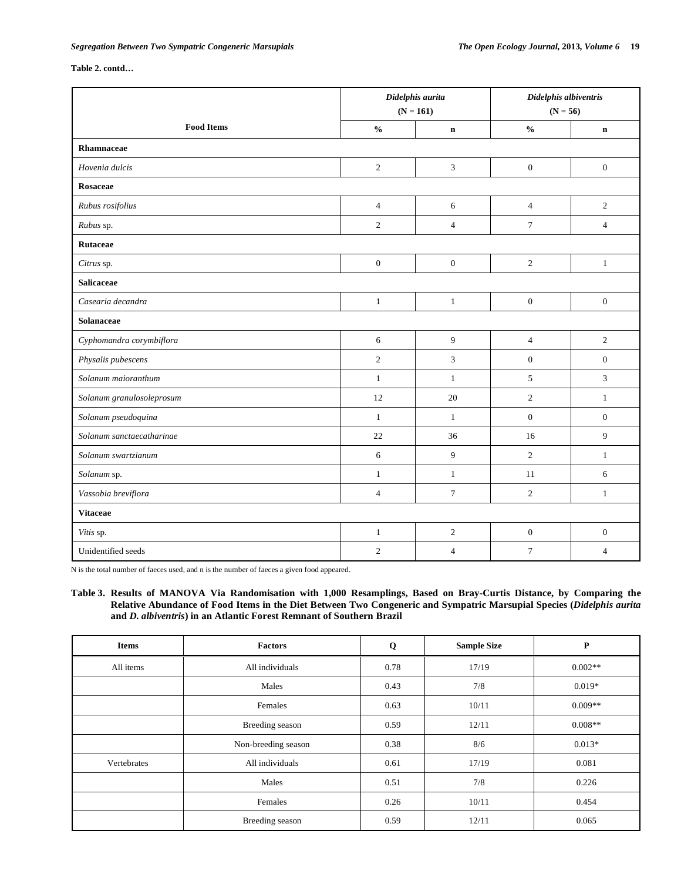**Table 2. contd…**

| Food Items | *Didelphis aurita* (N = 161) | | *Didelphis albiventris* (N = 56) | |
|---|---|---|---|---|
| | **%** | **n** | **%** | **n** |
| **Rhamnaceae** | | | | |
| *Hovenia dulcis* | 2 | 3 | 0 | 0 |
| **Rosaceae** | | | | |
| *Rubus rosifolius* | 4 | 6 | 4 | 2 |
| *Rubus* sp. | 2 | 4 | 7 | 4 |
| **Rutaceae** | | | | |
| *Citrus* sp. | 0 | 0 | 2 | 1 |
| **Salicaceae** | | | | |
| *Casearia decandra* | 1 | 1 | 0 | 0 |
| **Solanaceae** | | | | |
| *Cyphomandra corymbiflora* | 6 | 9 | 4 | 2 |
| *Physalis pubescens* | 2 | 3 | 0 | 0 |
| *Solanum maioranthum* | 1 | 1 | 5 | 3 |
| *Solanum granulosoleprosum* | 12 | 20 | 2 | 1 |
| *Solanum pseudoquina* | 1 | 1 | 0 | 0 |
| *Solanum sanctaecatharinae* | 22 | 36 | 16 | 9 |
| *Solanum swartzianum* | 6 | 9 | 2 | 1 |
| *Solanum* sp. | 1 | 1 | 11 | 6 |
| *Vassobia breviflora* | 4 | 7 | 2 | 1 |
| **Vitaceae** | | | | |
| *Vitis* sp. | 1 | 2 | 0 | 0 |
| Unidentified seeds | 2 | 4 | 7 | 4 |

N is the total number of faeces used, and n is the number of faeces a given food appeared.

**Table 3. Results of MANOVA Via Randomisation with 1,000 Resamplings, Based on Bray-Curtis Distance, by Comparing the Relative Abundance of Food Items in the Diet Between Two Congeneric and Sympatric Marsupial Species (*Didelphis aurita* and *D. albiventris*) in an Atlantic Forest Remnant of Southern Brazil**

| Items | Factors | Q | Sample Size | P |
|---|---|---|---|---|
| All items | All individuals | 0.78 | 17/19 | 0.002** |
| | Males | 0.43 | 7/8 | 0.019* |
| | Females | 0.63 | 10/11 | 0.009** |
| | Breeding season | 0.59 | 12/11 | 0.008** |
| | Non-breeding season | 0.38 | 8/6 | 0.013* |
| Vertebrates | All individuals | 0.61 | 17/19 | 0.081 |
| | Males | 0.51 | 7/8 | 0.226 |
| | Females | 0.26 | 10/11 | 0.454 |
| | Breeding season | 0.59 | 12/11 | 0.065 |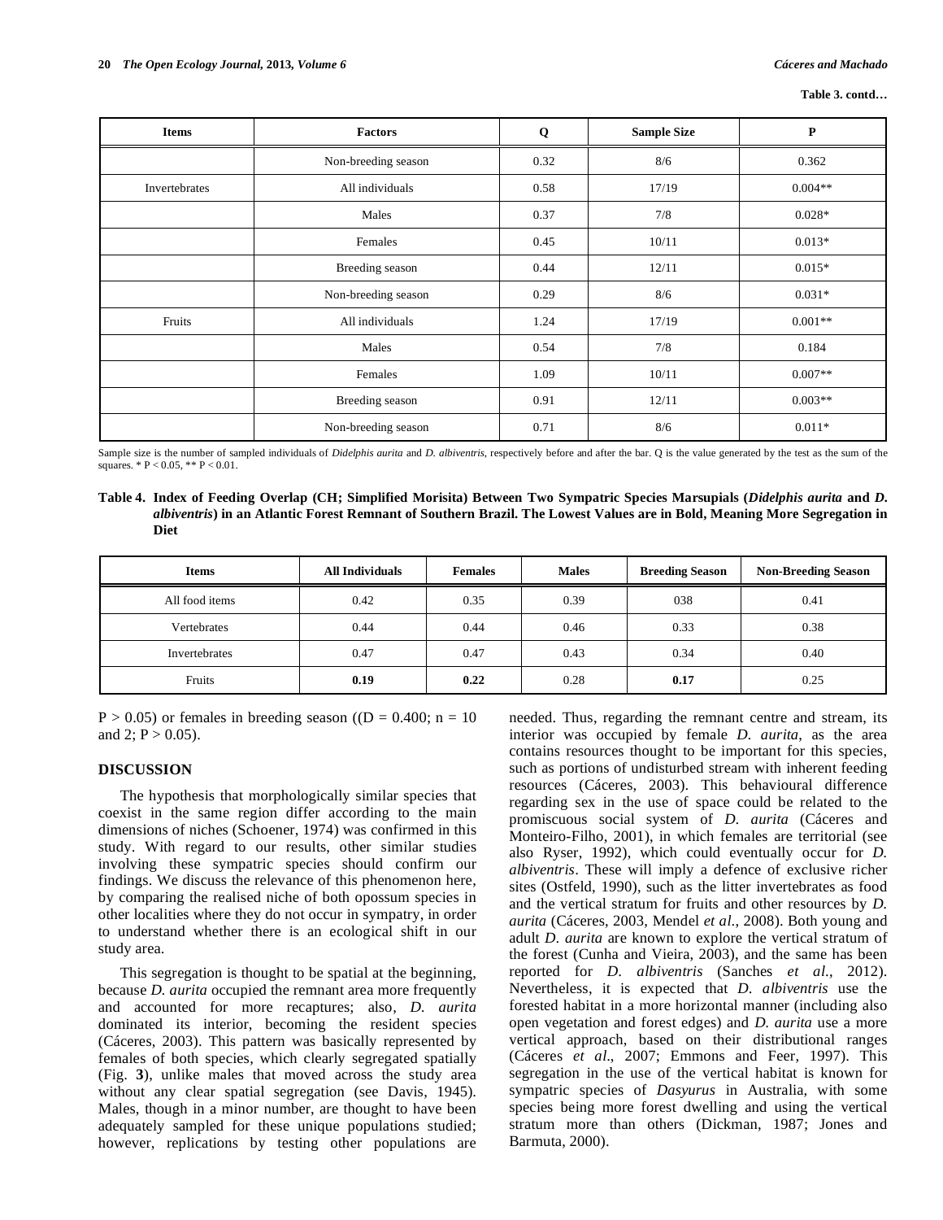**Table 3. contd…**

| Items | Factors | Q | Sample Size | P |
|---|---|---|---|---|
| | Non-breeding season | 0.32 | 8/6 | 0.362 |
| Invertebrates | All individuals | 0.58 | 17/19 | 0.004** |
| | Males | 0.37 | 7/8 | 0.028* |
| | Females | 0.45 | 10/11 | 0.013* |
| | Breeding season | 0.44 | 12/11 | 0.015* |
| | Non-breeding season | 0.29 | 8/6 | 0.031* |
| Fruits | All individuals | 1.24 | 17/19 | 0.001** |
| | Males | 0.54 | 7/8 | 0.184 |
| | Females | 1.09 | 10/11 | 0.007** |
| | Breeding season | 0.91 | 12/11 | 0.003** |
| | Non-breeding season | 0.71 | 8/6 | 0.011* |

Sample size is the number of sampled individuals of *Didelphis aurita* and *D. albiventris*, respectively before and after the bar. Q is the value generated by the test as the sum of the squares. * $P < 0.05$, ** $P < 0.01$.

**Table 4. Index of Feeding Overlap (CH; Simplified Morisita) Between Two Sympatric Species Marsupials (*Didelphis aurita* and *D. albiventris*) in an Atlantic Forest Remnant of Southern Brazil. The Lowest Values are in Bold, Meaning More Segregation in Diet**

| Items | All Individuals | Females | Males | Breeding Season | Non-Breeding Season |
|---|---|---|---|---|---|
| All food items | 0.42 | 0.35 | 0.39 | 038 | 0.41 |
| Vertebrates | 0.44 | 0.44 | 0.46 | 0.33 | 0.38 |
| Invertebrates | 0.47 | 0.47 | 0.43 | 0.34 | 0.40 |
| Fruits | **0.19** | **0.22** | 0.28 | **0.17** | 0.25 |

$P > 0.05$) or females in breeding season (($D = 0.400$; $n = 10$ and 2; $P > 0.05$).

## DISCUSSION

The hypothesis that morphologically similar species that coexist in the same region differ according to the main dimensions of niches (Schoener, 1974) was confirmed in this study. With regard to our results, other similar studies involving these sympatric species should confirm our findings. We discuss the relevance of this phenomenon here, by comparing the realised niche of both opossum species in other localities where they do not occur in sympatry, in order to understand whether there is an ecological shift in our study area.

This segregation is thought to be spatial at the beginning, because *D. aurita* occupied the remnant area more frequently and accounted for more recaptures; also, *D. aurita* dominated its interior, becoming the resident species (Cáceres, 2003). This pattern was basically represented by females of both species, which clearly segregated spatially (Fig. **3**), unlike males that moved across the study area without any clear spatial segregation (see Davis, 1945). Males, though in a minor number, are thought to have been adequately sampled for these unique populations studied; however, replications by testing other populations are needed. Thus, regarding the remnant centre and stream, its interior was occupied by female *D. aurita*, as the area contains resources thought to be important for this species, such as portions of undisturbed stream with inherent feeding resources (Cáceres, 2003). This behavioural difference regarding sex in the use of space could be related to the promiscuous social system of *D. aurita* (Cáceres and Monteiro-Filho, 2001), in which females are territorial (see also Ryser, 1992), which could eventually occur for *D. albiventris*. These will imply a defence of exclusive richer sites (Ostfeld, 1990), such as the litter invertebrates as food and the vertical stratum for fruits and other resources by *D. aurita* (Cáceres, 2003, Mendel *et al*., 2008). Both young and adult *D. aurita* are known to explore the vertical stratum of the forest (Cunha and Vieira, 2003), and the same has been reported for *D. albiventris* (Sanches *et al*., 2012). Nevertheless, it is expected that *D. albiventris* use the forested habitat in a more horizontal manner (including also open vegetation and forest edges) and *D. aurita* use a more vertical approach, based on their distributional ranges (Cáceres *et al*., 2007; Emmons and Feer, 1997). This segregation in the use of the vertical habitat is known for sympatric species of *Dasyurus* in Australia, with some species being more forest dwelling and using the vertical stratum more than others (Dickman, 1987; Jones and Barmuta, 2000).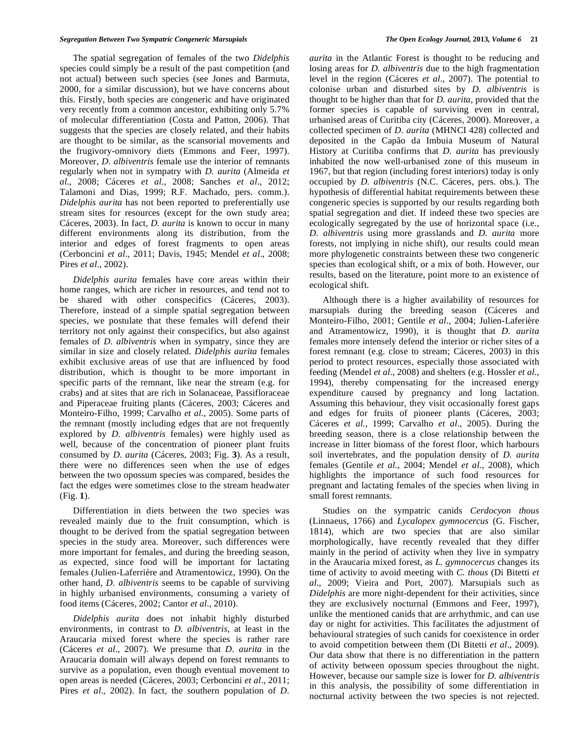The spatial segregation of females of the two *Didelphis* species could simply be a result of the past competition (and not actual) between such species (see Jones and Barmuta, 2000, for a similar discussion), but we have concerns about this. Firstly, both species are congeneric and have originated very recently from a common ancestor, exhibiting only 5.7% of molecular differentiation (Costa and Patton, 2006). That suggests that the species are closely related, and their habits are thought to be similar, as the scansorial movements and the frugivory-omnivory diets (Emmons and Feer, 1997). Moreover, *D. albiventris* female use the interior of remnants regularly when not in sympatry with *D. aurita* (Almeida *et al*., 2008; Cáceres *et al*., 2008; Sanches *et al*., 2012; Talamoni and Dias, 1999; R.F. Machado, pers. comm.). *Didelphis aurita* has not been reported to preferentially use stream sites for resources (except for the own study area; Cáceres, 2003). In fact, *D. aurita* is known to occur in many different environments along its distribution, from the interior and edges of forest fragments to open areas (Cerboncini *et al*., 2011; Davis, 1945; Mendel *et al*., 2008; Pires *et al*., 2002).

*Didelphis aurita* females have core areas within their home ranges, which are richer in resources, and tend not to be shared with other conspecifics (Cáceres, 2003). Therefore, instead of a simple spatial segregation between species, we postulate that these females will defend their territory not only against their conspecifics, but also against females of *D. albiventris* when in sympatry, since they are similar in size and closely related. *Didelphis aurita* females exhibit exclusive areas of use that are influenced by food distribution, which is thought to be more important in specific parts of the remnant, like near the stream (e.g. for crabs) and at sites that are rich in Solanaceae, Passifloraceae and Piperaceae fruiting plants (Cáceres, 2003; Cáceres and Monteiro-Filho, 1999; Carvalho *et al*., 2005). Some parts of the remnant (mostly including edges that are not frequently explored by *D. albiventris* females) were highly used as well, because of the concentration of pioneer plant fruits consumed by *D. aurita* (Cáceres, 2003; Fig. **3**). As a result, there were no differences seen when the use of edges between the two opossum species was compared, besides the fact the edges were sometimes close to the stream headwater (Fig. **1**).

Differentiation in diets between the two species was revealed mainly due to the fruit consumption, which is thought to be derived from the spatial segregation between species in the study area. Moreover, such differences were more important for females, and during the breeding season, as expected, since food will be important for lactating females (Julien-Laferrière and Atramentowicz, 1990). On the other hand, *D. albiventris* seems to be capable of surviving in highly urbanised environments, consuming a variety of food items (Cáceres, 2002; Cantor *et al*., 2010).

*Didelphis aurita* does not inhabit highly disturbed environments, in contrast to *D. albiventris*, at least in the Araucaria mixed forest where the species is rather rare (Cáceres *et al*., 2007). We presume that *D. aurita* in the Araucaria domain will always depend on forest remnants to survive as a population, even though eventual movement to open areas is needed (Cáceres, 2003; Cerboncini *et al*., 2011; Pires *et al*., 2002). In fact, the southern population of *D. aurita* in the Atlantic Forest is thought to be reducing and losing areas for *D. albiventris* due to the high fragmentation level in the region (Cáceres *et al*., 2007). The potential to colonise urban and disturbed sites by *D. albiventris* is thought to be higher than that for *D. aurita*, provided that the former species is capable of surviving even in central, urbanised areas of Curitiba city (Cáceres, 2000). Moreover, a collected specimen of *D. aurita* (MHNCI 428) collected and deposited in the Capão da Imbuia Museum of Natural History at Curitiba confirms that *D. aurita* has previously inhabited the now well-urbanised zone of this museum in 1967, but that region (including forest interiors) today is only occupied by *D. albiventris* (N.C. Cáceres, pers. obs.). The hypothesis of differential habitat requirements between these congeneric species is supported by our results regarding both spatial segregation and diet. If indeed these two species are ecologically segregated by the use of horizontal space (i.e., *D. albiventris* using more grasslands and *D. aurita* more forests, not implying in niche shift), our results could mean more phylogenetic constraints between these two congeneric species than ecological shift, or a mix of both. However, our results, based on the literature, point more to an existence of ecological shift.

Although there is a higher availability of resources for marsupials during the breeding season (Cáceres and Monteiro-Filho, 2001; Gentile *et al*., 2004; Julien-Laferrière and Atramentowicz, 1990), it is thought that *D. aurita* females more intensely defend the interior or richer sites of a forest remnant (e.g. close to stream; Cáceres, 2003) in this period to protect resources, especially those associated with feeding (Mendel *et al*., 2008) and shelters (e.g. Hossler *et al*., 1994), thereby compensating for the increased energy expenditure caused by pregnancy and long lactation. Assuming this behaviour, they visit occasionally forest gaps and edges for fruits of pioneer plants (Cáceres, 2003; Cáceres *et al*., 1999; Carvalho *et al*., 2005). During the breeding season, there is a close relationship between the increase in litter biomass of the forest floor, which harbours soil invertebrates, and the population density of *D. aurita* females (Gentile *et al*., 2004; Mendel *et al*., 2008), which highlights the importance of such food resources for pregnant and lactating females of the species when living in small forest remnants.

Studies on the sympatric canids *Cerdocyon thous* (Linnaeus, 1766) and *Lycalopex gymnocercus* (G. Fischer, 1814), which are two species that are also similar morphologically, have recently revealed that they differ mainly in the period of activity when they live in sympatry in the Araucaria mixed forest, as *L. gymnocercus* changes its time of activity to avoid meeting with *C. thous* (Di Bitetti *et al*., 2009; Vieira and Port, 2007). Marsupials such as *Didelphis* are more night-dependent for their activities, since they are exclusively nocturnal (Emmons and Feer, 1997), unlike the mentioned canids that are arrhythmic, and can use day or night for activities. This facilitates the adjustment of behavioural strategies of such canids for coexistence in order to avoid competition between them (Di Bitetti *et al*., 2009). Our data show that there is no differentiation in the pattern of activity between opossum species throughout the night. However, because our sample size is lower for *D. albiventris* in this analysis, the possibility of some differentiation in nocturnal activity between the two species is not rejected.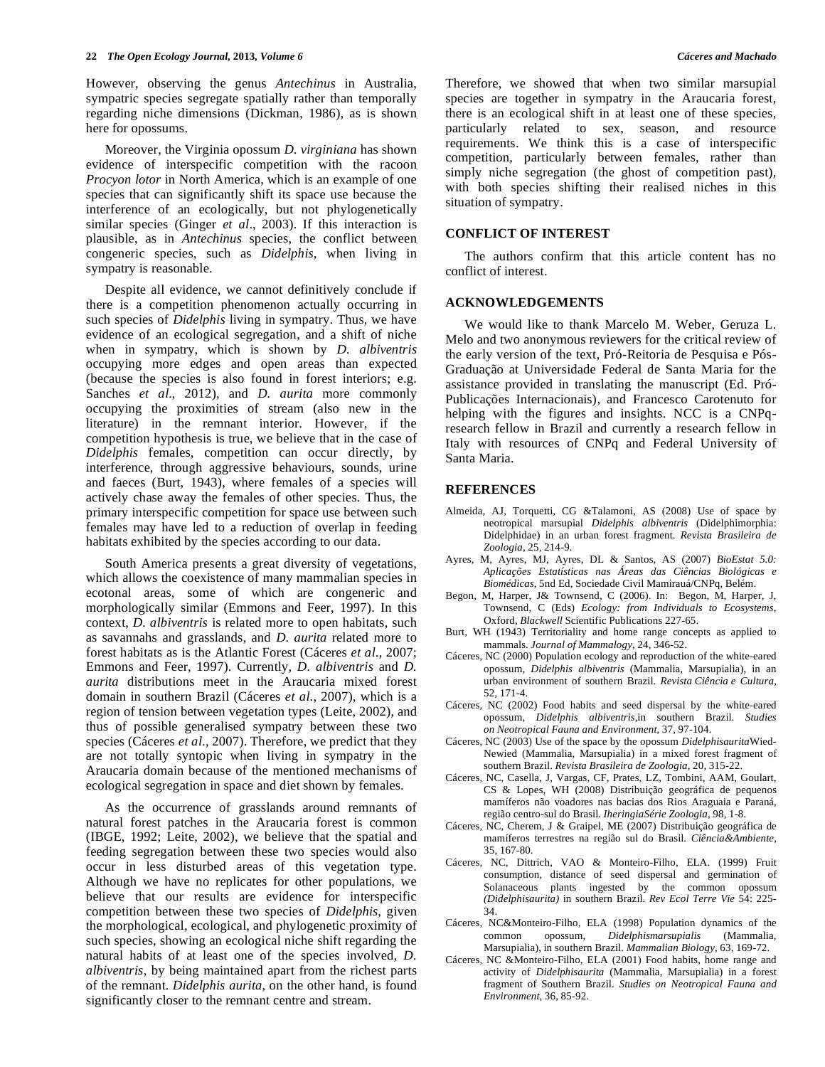However, observing the genus *Antechinus* in Australia, sympatric species segregate spatially rather than temporally regarding niche dimensions (Dickman, 1986), as is shown here for opossums.

Moreover, the Virginia opossum *D. virginiana* has shown evidence of interspecific competition with the racoon *Procyon lotor* in North America, which is an example of one species that can significantly shift its space use because the interference of an ecologically, but not phylogenetically similar species (Ginger *et al*., 2003). If this interaction is plausible, as in *Antechinus* species, the conflict between congeneric species, such as *Didelphis*, when living in sympatry is reasonable.

Despite all evidence, we cannot definitively conclude if there is a competition phenomenon actually occurring in such species of *Didelphis* living in sympatry. Thus, we have evidence of an ecological segregation, and a shift of niche when in sympatry, which is shown by *D. albiventris* occupying more edges and open areas than expected (because the species is also found in forest interiors; e.g. Sanches *et al*., 2012), and *D. aurita* more commonly occupying the proximities of stream (also new in the literature) in the remnant interior. However, if the competition hypothesis is true, we believe that in the case of *Didelphis* females, competition can occur directly, by interference, through aggressive behaviours, sounds, urine and faeces (Burt, 1943), where females of a species will actively chase away the females of other species. Thus, the primary interspecific competition for space use between such females may have led to a reduction of overlap in feeding habitats exhibited by the species according to our data.

South America presents a great diversity of vegetations, which allows the coexistence of many mammalian species in ecotonal areas, some of which are congeneric and morphologically similar (Emmons and Feer, 1997). In this context, *D. albiventris* is related more to open habitats, such as savannahs and grasslands, and *D. aurita* related more to forest habitats as is the Atlantic Forest (Cáceres *et al.*, 2007; Emmons and Feer, 1997). Currently, *D. albiventris* and *D. aurita* distributions meet in the Araucaria mixed forest domain in southern Brazil (Cáceres *et al.*, 2007), which is a region of tension between vegetation types (Leite, 2002), and thus of possible generalised sympatry between these two species (Cáceres *et al.*, 2007). Therefore, we predict that they are not totally syntopic when living in sympatry in the Araucaria domain because of the mentioned mechanisms of ecological segregation in space and diet shown by females.

As the occurrence of grasslands around remnants of natural forest patches in the Araucaria forest is common (IBGE, 1992; Leite, 2002), we believe that the spatial and feeding segregation between these two species would also occur in less disturbed areas of this vegetation type. Although we have no replicates for other populations, we believe that our results are evidence for interspecific competition between these two species of *Didelphis*, given the morphological, ecological, and phylogenetic proximity of such species, showing an ecological niche shift regarding the natural habits of at least one of the species involved, *D. albiventris*, by being maintained apart from the richest parts of the remnant. *Didelphis aurita*, on the other hand, is found significantly closer to the remnant centre and stream.

Therefore, we showed that when two similar marsupial species are together in sympatry in the Araucaria forest, there is an ecological shift in at least one of these species, particularly related to sex, season, and resource requirements. We think this is a case of interspecific competition, particularly between females, rather than simply niche segregation (the ghost of competition past), with both species shifting their realised niches in this situation of sympatry.

## CONFLICT OF INTEREST

The authors confirm that this article content has no conflict of interest.

## ACKNOWLEDGEMENTS

We would like to thank Marcelo M. Weber, Geruza L. Melo and two anonymous reviewers for the critical review of the early version of the text, Pró-Reitoria de Pesquisa e Pós-Graduação at Universidade Federal de Santa Maria for the assistance provided in translating the manuscript (Ed. Pró-Publicações Internacionais), and Francesco Carotenuto for helping with the figures and insights. NCC is a CNPq-research fellow in Brazil and currently a research fellow in Italy with resources of CNPq and Federal University of Santa Maria.

## REFERENCES

Almeida, AJ, Torquetti, CG &Talamoni, AS (2008) Use of space by neotropical marsupial *Didelphis albiventris* (Didelphimorphia: Didelphidae) in an urban forest fragment. *Revista Brasileira de Zoologia*, 25, 214-9.

Ayres, M, Ayres, MJ, Ayres, DL & Santos, AS (2007) *BioEstat 5.0: Aplicações Estatísticas nas Áreas das Ciências Biológicas e Biomédicas*, 5nd Ed, Sociedade Civil Mamirauá/CNPq, Belém.

Begon, M, Harper, J& Townsend, C (2006). In: Begon, M, Harper, J, Townsend, C (Eds) *Ecology: from Individuals to Ecosystems*, Oxford, *Blackwell* Scientific Publications 227-65.

Burt, WH (1943) Territoriality and home range concepts as applied to mammals. *Journal of Mammalogy*, 24, 346-52.

Cáceres, NC (2000) Population ecology and reproduction of the white-eared opossum, *Didelphis albiventris* (Mammalia, Marsupialia), in an urban environment of southern Brazil. *Revista Ciência e Cultura*, 52, 171-4.

Cáceres, NC (2002) Food habits and seed dispersal by the white-eared opossum, *Didelphis albiventris*,in southern Brazil. *Studies on Neotropical Fauna and Environment*, 37, 97-104.

Cáceres, NC (2003) Use of the space by the opossum *Didelphisaurita*Wied-Newied (Mammalia, Marsupialia) in a mixed forest fragment of southern Brazil. *Revista Brasileira de Zoologia*, 20, 315-22.

Cáceres, NC, Casella, J, Vargas, CF, Prates, LZ, Tombini, AAM, Goulart, CS & Lopes, WH (2008) Distribuição geográfica de pequenos mamíferos não voadores nas bacias dos Rios Araguaia e Paraná, região centro-sul do Brasil. *IheringiaSérie Zoologia*, 98, 1-8.

Cáceres, NC, Cherem, J & Graipel, ME (2007) Distribuição geográfica de mamíferos terrestres na região sul do Brasil. *Ciência&Ambiente*, 35, 167-80.

Cáceres, NC, Dittrich, VAO & Monteiro-Filho, ELA. (1999) Fruit consumption, distance of seed dispersal and germination of Solanaceous plants ingested by the common opossum *(Didelphisaurita)* in southern Brazil. *Rev Ecol Terre Vie* 54: 225-34.

Cáceres, NC&Monteiro-Filho, ELA (1998) Population dynamics of the common opossum, *Didelphismarsupialis* (Mammalia, Marsupialia), in southern Brazil. *Mammalian Biology*, 63, 169-72.

Cáceres, NC &Monteiro-Filho, ELA (2001) Food habits, home range and activity of *Didelphisaurita* (Mammalia, Marsupialia) in a forest fragment of Southern Brazil. *Studies on Neotropical Fauna and Environment*, 36, 85-92.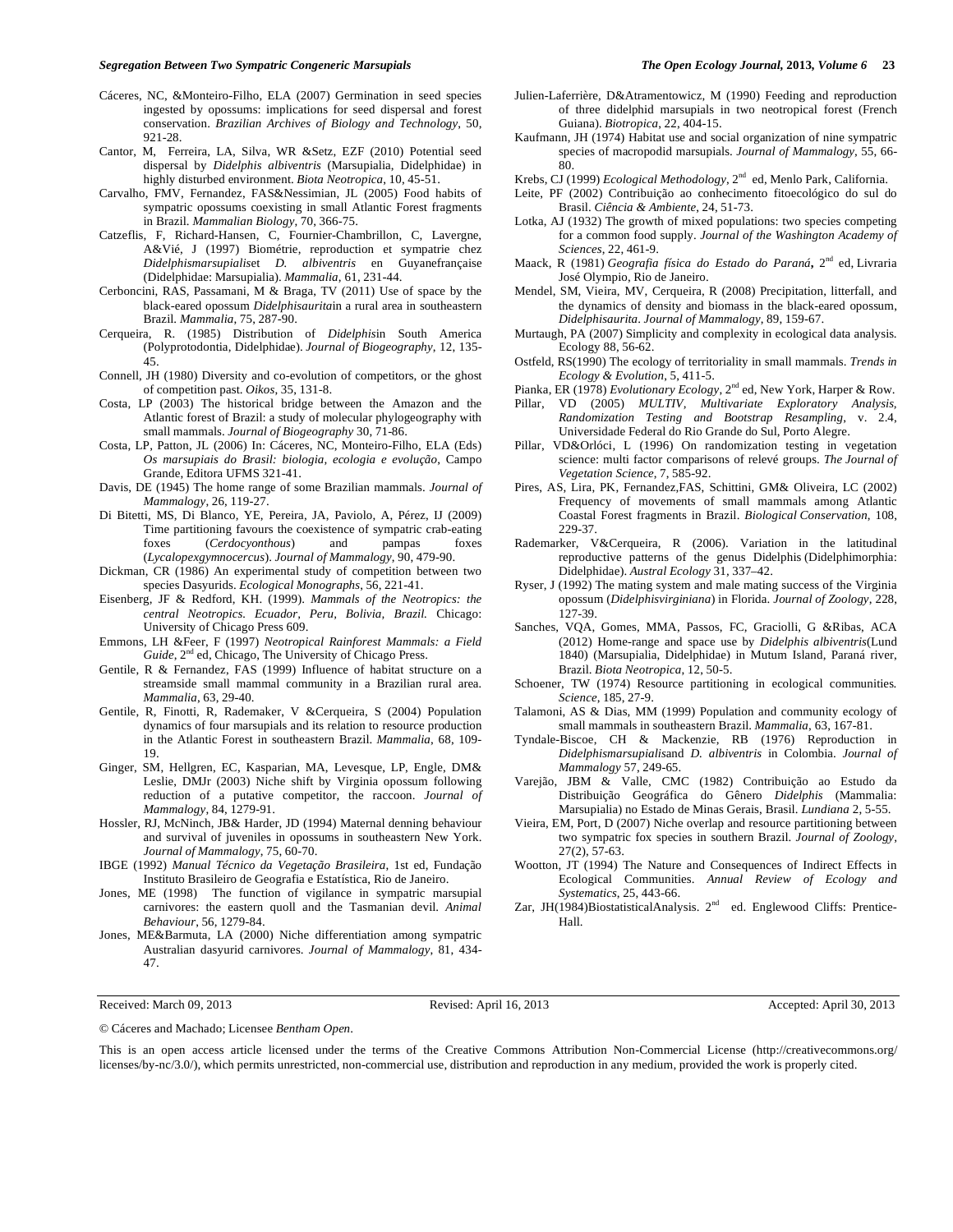Cáceres, NC, &Monteiro-Filho, ELA (2007) Germination in seed species ingested by opossums: implications for seed dispersal and forest conservation. *Brazilian Archives of Biology and Technology*, 50, 921-28.

Cantor, M, Ferreira, LA, Silva, WR &Setz, EZF (2010) Potential seed dispersal by *Didelphis albiventris* (Marsupialia, Didelphidae) in highly disturbed environment. *Biota Neotropica*, 10, 45-51.

Carvalho, FMV, Fernandez, FAS&Nessimian, JL (2005) Food habits of sympatric opossums coexisting in small Atlantic Forest fragments in Brazil. *Mammalian Biology*, 70, 366-75.

Catzeflis, F, Richard-Hansen, C, Fournier-Chambrillon, C, Lavergne, A&Vié, J (1997) Biométrie, reproduction et sympatrie chez *Didelphismarsupialis*et *D. albiventris* en Guyanefrançaise (Didelphidae: Marsupialia). *Mammalia*, 61, 231-44.

Cerboncini, RAS, Passamani, M & Braga, TV (2011) Use of space by the black-eared opossum *Didelphisaurita*in a rural area in southeastern Brazil. *Mammalia*, 75, 287-90.

Cerqueira, R. (1985) Distribution of *Didelphis*in South America (Polyprotodontia, Didelphidae). *Journal of Biogeography*, 12, 135-45.

Connell, JH (1980) Diversity and co-evolution of competitors, or the ghost of competition past. *Oikos*, 35, 131-8.

Costa, LP (2003) The historical bridge between the Amazon and the Atlantic forest of Brazil: a study of molecular phylogeography with small mammals. *Journal of Biogeography* 30, 71-86.

Costa, LP, Patton, JL (2006) In: Cáceres, NC, Monteiro-Filho, ELA (Eds) *Os marsupiais do Brasil: biologia, ecologia e evolução*, Campo Grande, Editora UFMS 321-41.

Davis, DE (1945) The home range of some Brazilian mammals. *Journal of Mammalogy*, 26, 119-27.

Di Bitetti, MS, Di Blanco, YE, Pereira, JA, Paviolo, A, Pérez, IJ (2009) Time partitioning favours the coexistence of sympatric crab-eating foxes (*Cerdocyonthous*) and pampas foxes (*Lycalopexgymnocercus*). *Journal of Mammalogy*, 90, 479-90.

Dickman, CR (1986) An experimental study of competition between two species Dasyurids. *Ecological Monographs*, 56, 221-41.

Eisenberg, JF & Redford, KH. (1999). *Mammals of the Neotropics: the central Neotropics. Ecuador, Peru, Bolivia, Brazil.* Chicago: University of Chicago Press 609.

Emmons, LH &Feer, F (1997) *Neotropical Rainforest Mammals: a Field Guide*, 2nd ed, Chicago, The University of Chicago Press.

Gentile, R & Fernandez, FAS (1999) Influence of habitat structure on a streamside small mammal community in a Brazilian rural area. *Mammalia*, 63, 29-40.

Gentile, R, Finotti, R, Rademaker, V &Cerqueira, S (2004) Population dynamics of four marsupials and its relation to resource production in the Atlantic Forest in southeastern Brazil. *Mammalia*, 68, 109-19.

Ginger, SM, Hellgren, EC, Kasparian, MA, Levesque, LP, Engle, DM& Leslie, DMJr (2003) Niche shift by Virginia opossum following reduction of a putative competitor, the raccoon. *Journal of Mammalogy*, 84, 1279-91.

Hossler, RJ, McNinch, JB& Harder, JD (1994) Maternal denning behaviour and survival of juveniles in opossums in southeastern New York. *Journal of Mammalogy*, 75, 60-70.

IBGE (1992) *Manual Técnico da Vegetação Brasileira*, 1st ed, Fundação Instituto Brasileiro de Geografia e Estatística, Rio de Janeiro.

Jones, ME (1998) The function of vigilance in sympatric marsupial carnivores: the eastern quoll and the Tasmanian devil. *Animal Behaviour*, 56, 1279-84.

Jones, ME&Barmuta, LA (2000) Niche differentiation among sympatric Australian dasyurid carnivores. *Journal of Mammalogy*, 81, 434-47.

Julien-Laferrière, D&Atramentowicz, M (1990) Feeding and reproduction of three didelphid marsupials in two neotropical forest (French Guiana). *Biotropica*, 22, 404-15.

Kaufmann, JH (1974) Habitat use and social organization of nine sympatric species of macropodid marsupials. *Journal of Mammalogy*, 55, 66-80.

Krebs, CJ (1999) *Ecological Methodology*, 2nd ed, Menlo Park, California.

Leite, PF (2002) Contribuição ao conhecimento fitoecológico do sul do Brasil. *Ciência & Ambiente*, 24, 51-73.

Lotka, AJ (1932) The growth of mixed populations: two species competing for a common food supply. *Journal of the Washington Academy of Sciences*, 22, 461-9.

Maack, R (1981) *Geografia física do Estado do Paraná*, 2nd ed, Livraria José Olympio, Rio de Janeiro.

Mendel, SM, Vieira, MV, Cerqueira, R (2008) Precipitation, litterfall, and the dynamics of density and biomass in the black-eared opossum, *Didelphisaurita*. *Journal of Mammalogy*, 89, 159-67.

Murtaugh, PA (2007) Simplicity and complexity in ecological data analysis. Ecology 88, 56-62.

Ostfeld, RS(1990) The ecology of territoriality in small mammals. *Trends in Ecology & Evolution*, 5, 411-5.

Pianka, ER (1978) *Evolutionary Ecology*, 2nd ed, New York, Harper & Row.

Pillar, VD (2005) *MULTIV, Multivariate Exploratory Analysis, Randomization Testing and Bootstrap Resampling*, v. 2.4, Universidade Federal do Rio Grande do Sul, Porto Alegre.

Pillar, VD&Orlóci, L (1996) On randomization testing in vegetation science: multi factor comparisons of relevé groups. *The Journal of Vegetation Science*, 7, 585-92.

Pires, AS, Lira, PK, Fernandez,FAS, Schittini, GM& Oliveira, LC (2002) Frequency of movements of small mammals among Atlantic Coastal Forest fragments in Brazil. *Biological Conservation*, 108, 229-37.

Rademarker, V&Cerqueira, R (2006). Variation in the latitudinal reproductive patterns of the genus Didelphis (Didelphimorphia: Didelphidae). *Austral Ecology* 31, 337–42.

Ryser, J (1992) The mating system and male mating success of the Virginia opossum (*Didelphisvirginiana*) in Florida. *Journal of Zoology*, 228, 127-39.

Sanches, VQA, Gomes, MMA, Passos, FC, Graciolli, G &Ribas, ACA (2012) Home-range and space use by *Didelphis albiventris*(Lund 1840) (Marsupialia, Didelphidae) in Mutum Island, Paraná river, Brazil. *Biota Neotropica*, 12, 50-5.

Schoener, TW (1974) Resource partitioning in ecological communities. *Science*, 185, 27-9.

Talamoni, AS & Dias, MM (1999) Population and community ecology of small mammals in southeastern Brazil. *Mammalia*, 63, 167-81.

Tyndale-Biscoe, CH & Mackenzie, RB (1976) Reproduction in *Didelphismarsupialis*and *D. albiventris* in Colombia. *Journal of Mammalogy* 57, 249-65.

Varejão, JBM & Valle, CMC (1982) Contribuição ao Estudo da Distribuição Geográfica do Gênero *Didelphis* (Mammalia: Marsupialia) no Estado de Minas Gerais, Brasil. *Lundiana* 2, 5-55.

Vieira, EM, Port, D (2007) Niche overlap and resource partitioning between two sympatric fox species in southern Brazil. *Journal of Zoology*, 27(2), 57-63.

Wootton, JT (1994) The Nature and Consequences of Indirect Effects in Ecological Communities. *Annual Review of Ecology and Systematics*, 25, 443-66.

Zar, JH(1984)BiostatisticalAnalysis. 2nd ed. Englewood Cliffs: Prentice-Hall.

Received: March 09, 2013 | Revised: April 16, 2013 | Accepted: April 30, 2013

© Cáceres and Machado; Licensee *Bentham Open*.

This is an open access article licensed under the terms of the Creative Commons Attribution Non-Commercial License (http://creativecommons.org/licenses/by-nc/3.0/), which permits unrestricted, non-commercial use, distribution and reproduction in any medium, provided the work is properly cited.